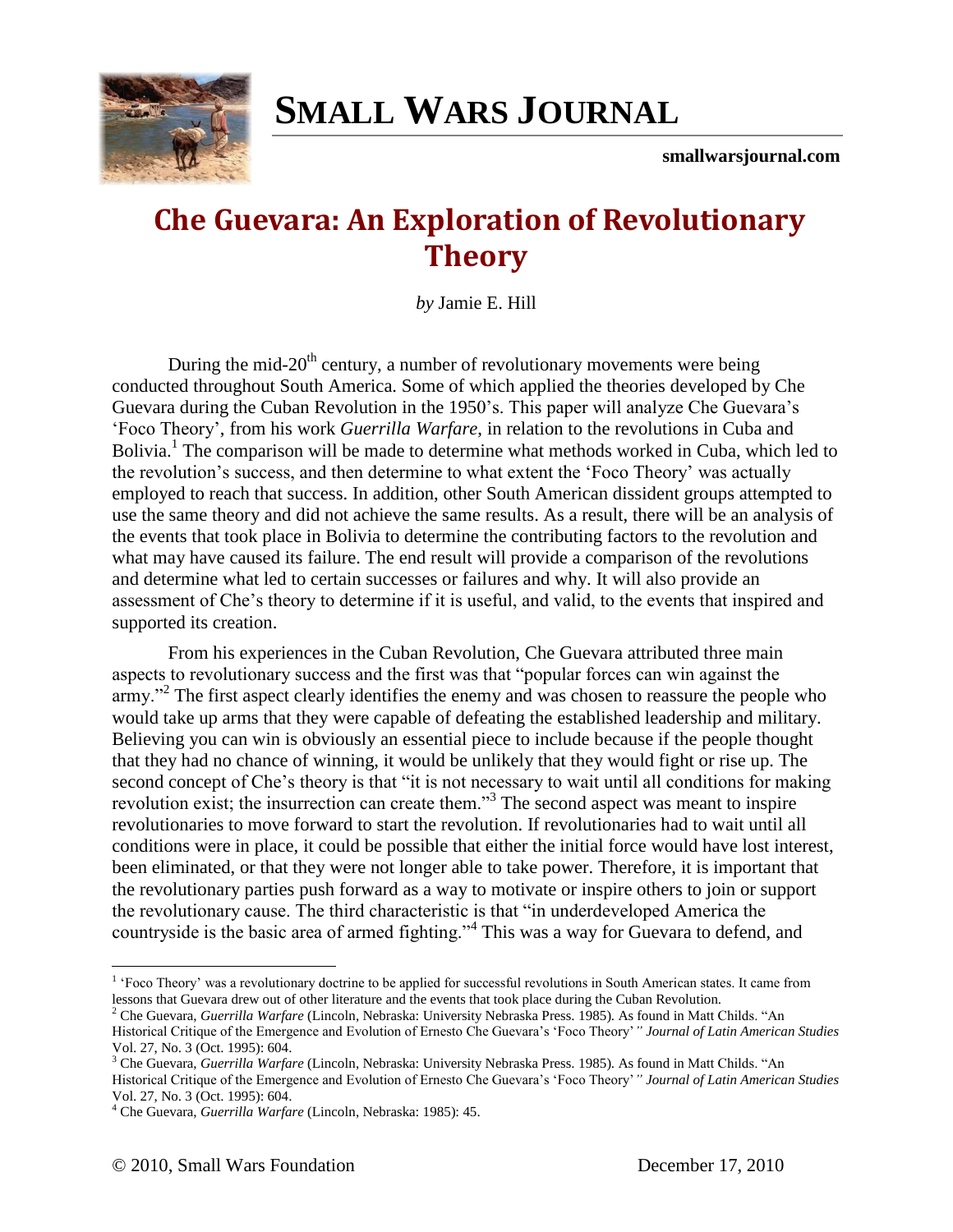# SMALL WARS JOURNAL

**smallwarsjournal.com**

## Che Guevara: An Exploration of Revolutionary Theory

*by* Jamie E. Hill

During the mid-20th century, a number of revolutionary movements were being conducted throughout South America. Some of which applied the theories developed by Che Guevara during the Cuban Revolution in the 1950's. This paper will analyze Che Guevara's 'Foco Theory', from his work *Guerrilla Warfare*, in relation to the revolutions in Cuba and Bolivia.[1] The comparison will be made to determine what methods worked in Cuba, which led to the revolution's success, and then determine to what extent the 'Foco Theory' was actually employed to reach that success. In addition, other South American dissident groups attempted to use the same theory and did not achieve the same results. As a result, there will be an analysis of the events that took place in Bolivia to determine the contributing factors to the revolution and what may have caused its failure. The end result will provide a comparison of the revolutions and determine what led to certain successes or failures and why. It will also provide an assessment of Che's theory to determine if it is useful, and valid, to the events that inspired and supported its creation.

From his experiences in the Cuban Revolution, Che Guevara attributed three main aspects to revolutionary success and the first was that "popular forces can win against the army."[2] The first aspect clearly identifies the enemy and was chosen to reassure the people who would take up arms that they were capable of defeating the established leadership and military. Believing you can win is obviously an essential piece to include because if the people thought that they had no chance of winning, it would be unlikely that they would fight or rise up. The second concept of Che's theory is that "it is not necessary to wait until all conditions for making revolution exist; the insurrection can create them."[3] The second aspect was meant to inspire revolutionaries to move forward to start the revolution. If revolutionaries had to wait until all conditions were in place, it could be possible that either the initial force would have lost interest, been eliminated, or that they were not longer able to take power. Therefore, it is important that the revolutionary parties push forward as a way to motivate or inspire others to join or support the revolutionary cause. The third characteristic is that "in underdeveloped America the countryside is the basic area of armed fighting."[4] This was a way for Guevara to defend, and

---

[1] 'Foco Theory' was a revolutionary doctrine to be applied for successful revolutions in South American states. It came from lessons that Guevara drew out of other literature and the events that took place during the Cuban Revolution.

[2] Che Guevara, *Guerrilla Warfare* (Lincoln, Nebraska: University Nebraska Press. 1985). As found in Matt Childs. "An Historical Critique of the Emergence and Evolution of Ernesto Che Guevara's 'Foco Theory'" *Journal of Latin American Studies* Vol. 27, No. 3 (Oct. 1995): 604.

[3] Che Guevara, *Guerrilla Warfare* (Lincoln, Nebraska: University Nebraska Press. 1985). As found in Matt Childs. "An Historical Critique of the Emergence and Evolution of Ernesto Che Guevara's 'Foco Theory'" *Journal of Latin American Studies* Vol. 27, No. 3 (Oct. 1995): 604.

[4] Che Guevara, *Guerrilla Warfare* (Lincoln, Nebraska: 1985): 45.

© 2010, Small Wars Foundation December 17, 2010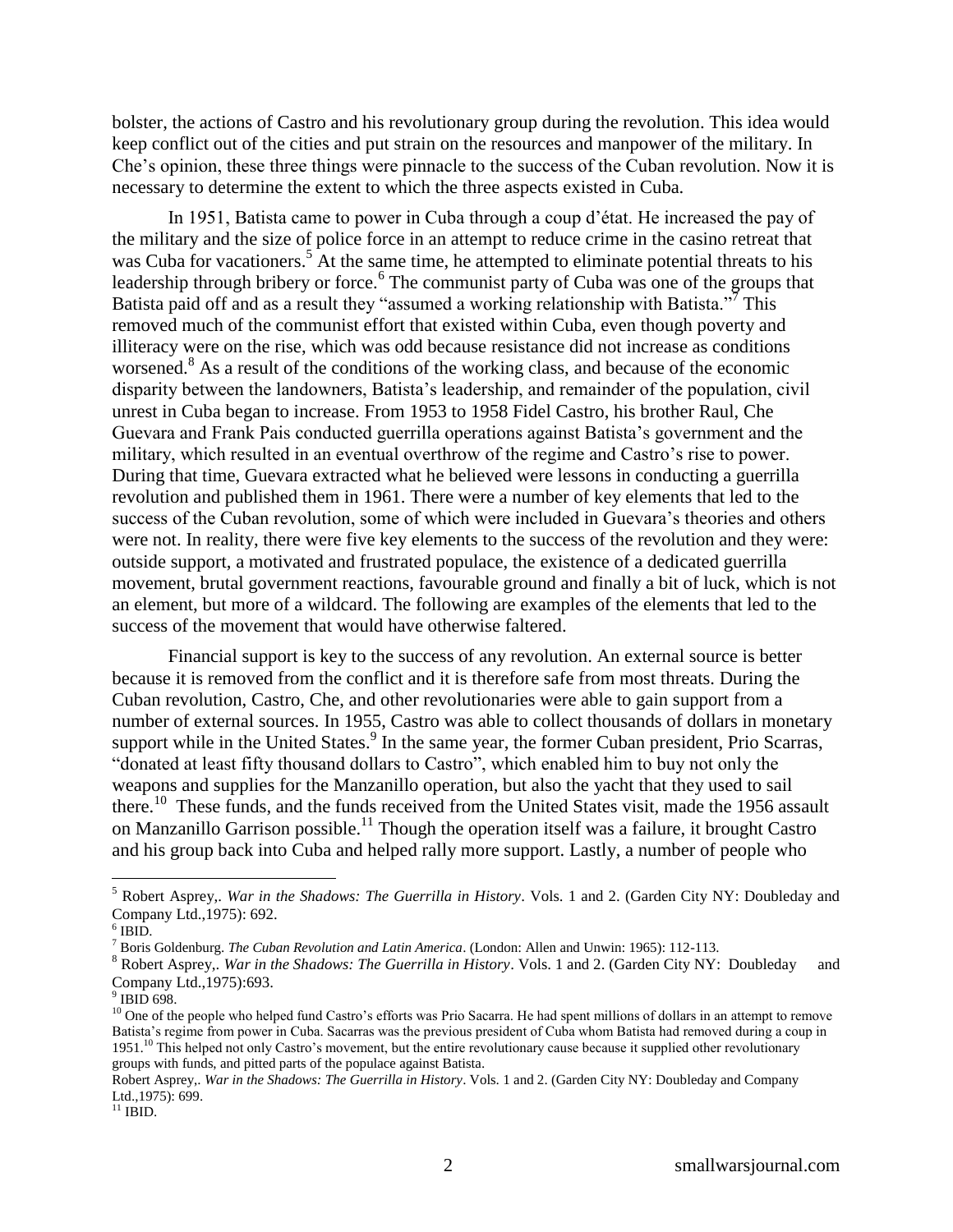bolster, the actions of Castro and his revolutionary group during the revolution. This idea would keep conflict out of the cities and put strain on the resources and manpower of the military. In Che's opinion, these three things were pinnacle to the success of the Cuban revolution. Now it is necessary to determine the extent to which the three aspects existed in Cuba.

In 1951, Batista came to power in Cuba through a coup d'état. He increased the pay of the military and the size of police force in an attempt to reduce crime in the casino retreat that was Cuba for vacationers.[5] At the same time, he attempted to eliminate potential threats to his leadership through bribery or force.[6] The communist party of Cuba was one of the groups that Batista paid off and as a result they "assumed a working relationship with Batista."[7] This removed much of the communist effort that existed within Cuba, even though poverty and illiteracy were on the rise, which was odd because resistance did not increase as conditions worsened.[8] As a result of the conditions of the working class, and because of the economic disparity between the landowners, Batista's leadership, and remainder of the population, civil unrest in Cuba began to increase. From 1953 to 1958 Fidel Castro, his brother Raul, Che Guevara and Frank Pais conducted guerrilla operations against Batista's government and the military, which resulted in an eventual overthrow of the regime and Castro's rise to power. During that time, Guevara extracted what he believed were lessons in conducting a guerrilla revolution and published them in 1961. There were a number of key elements that led to the success of the Cuban revolution, some of which were included in Guevara's theories and others were not. In reality, there were five key elements to the success of the revolution and they were: outside support, a motivated and frustrated populace, the existence of a dedicated guerrilla movement, brutal government reactions, favourable ground and finally a bit of luck, which is not an element, but more of a wildcard. The following are examples of the elements that led to the success of the movement that would have otherwise faltered.

Financial support is key to the success of any revolution. An external source is better because it is removed from the conflict and it is therefore safe from most threats. During the Cuban revolution, Castro, Che, and other revolutionaries were able to gain support from a number of external sources. In 1955, Castro was able to collect thousands of dollars in monetary support while in the United States.[9] In the same year, the former Cuban president, Prio Scarras, "donated at least fifty thousand dollars to Castro", which enabled him to buy not only the weapons and supplies for the Manzanillo operation, but also the yacht that they used to sail there.[10] These funds, and the funds received from the United States visit, made the 1956 assault on Manzanillo Garrison possible.[11] Though the operation itself was a failure, it brought Castro and his group back into Cuba and helped rally more support. Lastly, a number of people who

---

[5] Robert Asprey,. *War in the Shadows: The Guerrilla in History*. Vols. 1 and 2. (Garden City NY: Doubleday and Company Ltd.,1975): 692.

[6] IBID.

[7] Boris Goldenburg. *The Cuban Revolution and Latin America*. (London: Allen and Unwin: 1965): 112-113.

[8] Robert Asprey,. *War in the Shadows: The Guerrilla in History*. Vols. 1 and 2. (Garden City NY: Doubleday and Company Ltd.,1975):693.

[9] IBID 698.

[10] One of the people who helped fund Castro's efforts was Prio Sacarra. He had spent millions of dollars in an attempt to remove Batista's regime from power in Cuba. Sacarras was the previous president of Cuba whom Batista had removed during a coup in 1951.[10] This helped not only Castro's movement, but the entire revolutionary cause because it supplied other revolutionary groups with funds, and pitted parts of the populace against Batista.

Robert Asprey,. *War in the Shadows: The Guerrilla in History*. Vols. 1 and 2. (Garden City NY: Doubleday and Company Ltd.,1975): 699.

[11] IBID.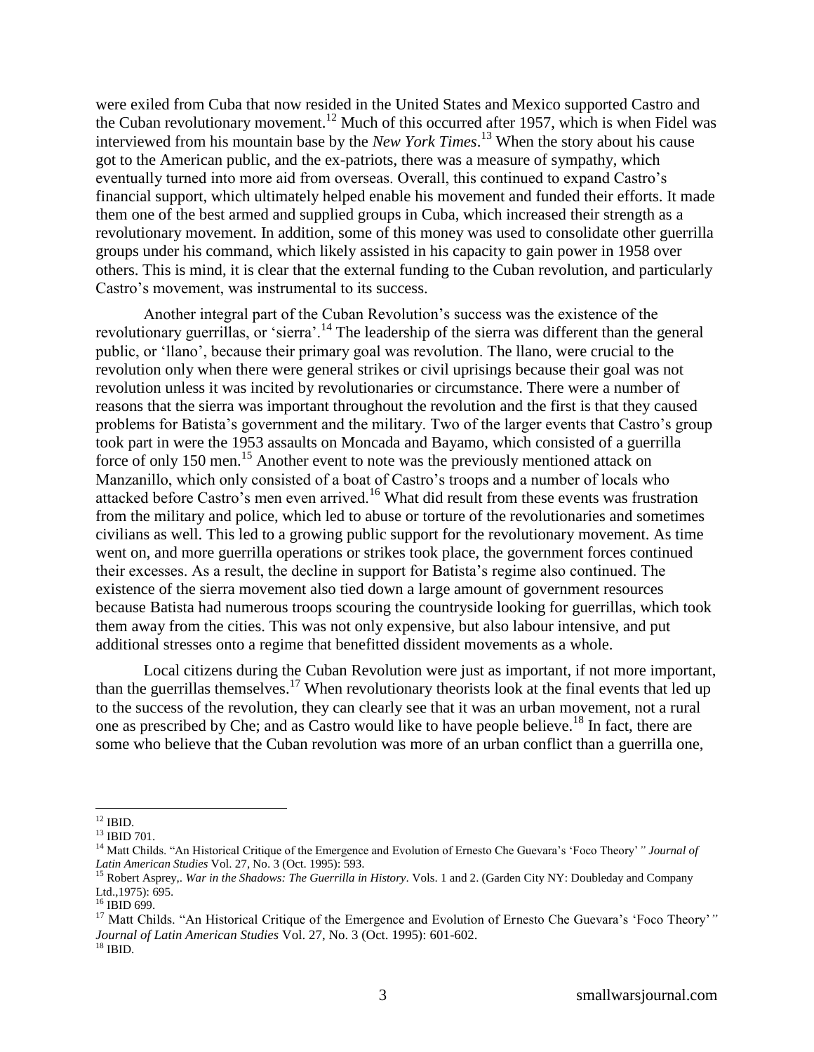were exiled from Cuba that now resided in the United States and Mexico supported Castro and the Cuban revolutionary movement.[12] Much of this occurred after 1957, which is when Fidel was interviewed from his mountain base by the *New York Times*.[13] When the story about his cause got to the American public, and the ex-patriots, there was a measure of sympathy, which eventually turned into more aid from overseas. Overall, this continued to expand Castro's financial support, which ultimately helped enable his movement and funded their efforts. It made them one of the best armed and supplied groups in Cuba, which increased their strength as a revolutionary movement. In addition, some of this money was used to consolidate other guerrilla groups under his command, which likely assisted in his capacity to gain power in 1958 over others. This is mind, it is clear that the external funding to the Cuban revolution, and particularly Castro's movement, was instrumental to its success.

Another integral part of the Cuban Revolution's success was the existence of the revolutionary guerrillas, or 'sierra'.[14] The leadership of the sierra was different than the general public, or 'llano', because their primary goal was revolution. The llano, were crucial to the revolution only when there were general strikes or civil uprisings because their goal was not revolution unless it was incited by revolutionaries or circumstance. There were a number of reasons that the sierra was important throughout the revolution and the first is that they caused problems for Batista's government and the military. Two of the larger events that Castro's group took part in were the 1953 assaults on Moncada and Bayamo, which consisted of a guerrilla force of only 150 men.[15] Another event to note was the previously mentioned attack on Manzanillo, which only consisted of a boat of Castro's troops and a number of locals who attacked before Castro's men even arrived.[16] What did result from these events was frustration from the military and police, which led to abuse or torture of the revolutionaries and sometimes civilians as well. This led to a growing public support for the revolutionary movement. As time went on, and more guerrilla operations or strikes took place, the government forces continued their excesses. As a result, the decline in support for Batista's regime also continued. The existence of the sierra movement also tied down a large amount of government resources because Batista had numerous troops scouring the countryside looking for guerrillas, which took them away from the cities. This was not only expensive, but also labour intensive, and put additional stresses onto a regime that benefitted dissident movements as a whole.

Local citizens during the Cuban Revolution were just as important, if not more important, than the guerrillas themselves.[17] When revolutionary theorists look at the final events that led up to the success of the revolution, they can clearly see that it was an urban movement, not a rural one as prescribed by Che; and as Castro would like to have people believe.[18] In fact, there are some who believe that the Cuban revolution was more of an urban conflict than a guerrilla one,

---

[12] IBID.

[13] IBID 701.

[14] Matt Childs. "An Historical Critique of the Emergence and Evolution of Ernesto Che Guevara's 'Foco Theory'" *Journal of Latin American Studies* Vol. 27, No. 3 (Oct. 1995): 593.

[15] Robert Asprey,. *War in the Shadows: The Guerrilla in History*. Vols. 1 and 2. (Garden City NY: Doubleday and Company Ltd.,1975): 695.

[16] IBID 699.

[17] Matt Childs. "An Historical Critique of the Emergence and Evolution of Ernesto Che Guevara's 'Foco Theory'" *Journal of Latin American Studies* Vol. 27, No. 3 (Oct. 1995): 601-602.

[18] IBID.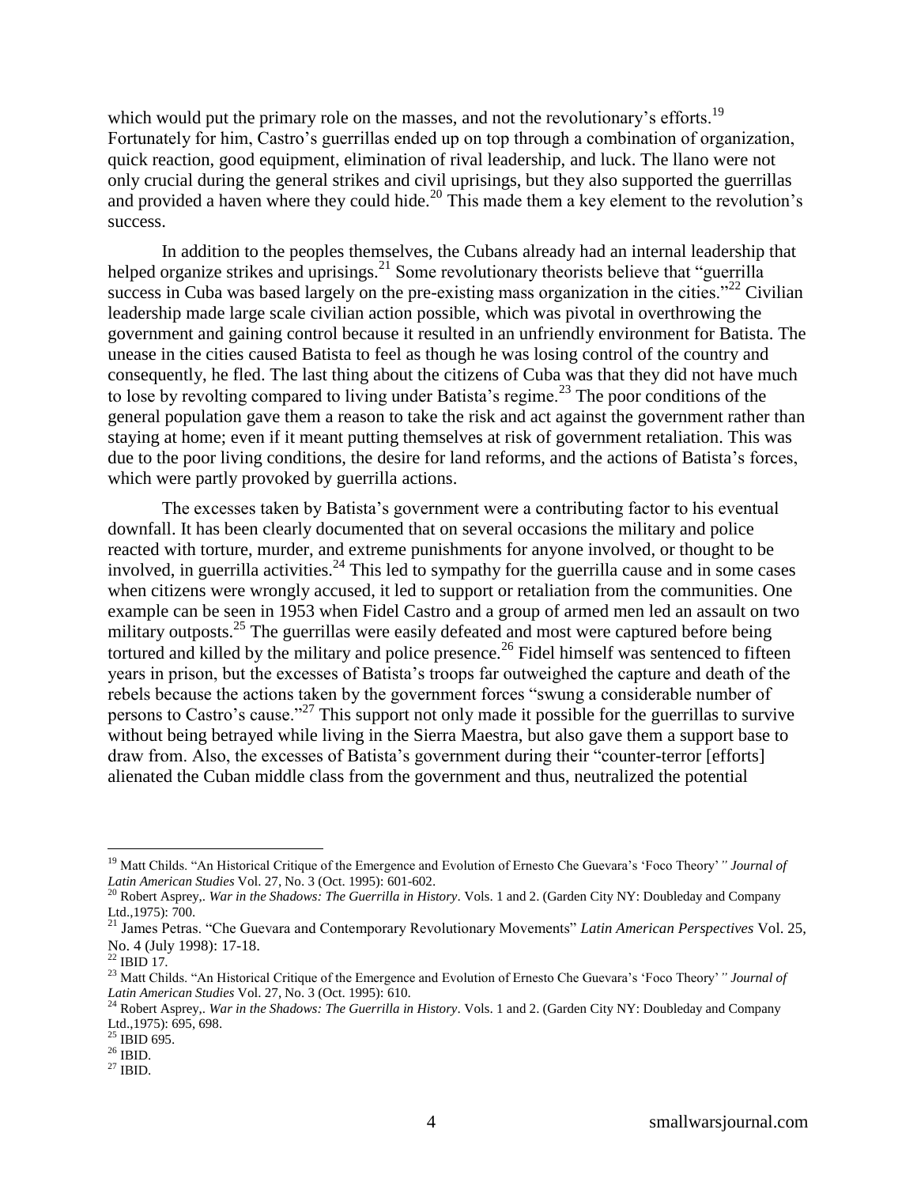which would put the primary role on the masses, and not the revolutionary's efforts.[19] Fortunately for him, Castro's guerrillas ended up on top through a combination of organization, quick reaction, good equipment, elimination of rival leadership, and luck. The llano were not only crucial during the general strikes and civil uprisings, but they also supported the guerrillas and provided a haven where they could hide.[20] This made them a key element to the revolution's success.

In addition to the peoples themselves, the Cubans already had an internal leadership that helped organize strikes and uprisings.[21] Some revolutionary theorists believe that "guerrilla success in Cuba was based largely on the pre-existing mass organization in the cities."[22] Civilian leadership made large scale civilian action possible, which was pivotal in overthrowing the government and gaining control because it resulted in an unfriendly environment for Batista. The unease in the cities caused Batista to feel as though he was losing control of the country and consequently, he fled. The last thing about the citizens of Cuba was that they did not have much to lose by revolting compared to living under Batista's regime.[23] The poor conditions of the general population gave them a reason to take the risk and act against the government rather than staying at home; even if it meant putting themselves at risk of government retaliation. This was due to the poor living conditions, the desire for land reforms, and the actions of Batista's forces, which were partly provoked by guerrilla actions.

The excesses taken by Batista's government were a contributing factor to his eventual downfall. It has been clearly documented that on several occasions the military and police reacted with torture, murder, and extreme punishments for anyone involved, or thought to be involved, in guerrilla activities.[24] This led to sympathy for the guerrilla cause and in some cases when citizens were wrongly accused, it led to support or retaliation from the communities. One example can be seen in 1953 when Fidel Castro and a group of armed men led an assault on two military outposts.[25] The guerrillas were easily defeated and most were captured before being tortured and killed by the military and police presence.[26] Fidel himself was sentenced to fifteen years in prison, but the excesses of Batista's troops far outweighed the capture and death of the rebels because the actions taken by the government forces "swung a considerable number of persons to Castro's cause."[27] This support not only made it possible for the guerrillas to survive without being betrayed while living in the Sierra Maestra, but also gave them a support base to draw from. Also, the excesses of Batista's government during their "counter-terror [efforts] alienated the Cuban middle class from the government and thus, neutralized the potential

---

[19] Matt Childs. "An Historical Critique of the Emergence and Evolution of Ernesto Che Guevara's 'Foco Theory'" *Journal of Latin American Studies* Vol. 27, No. 3 (Oct. 1995): 601-602.

[20] Robert Asprey,. *War in the Shadows: The Guerrilla in History*. Vols. 1 and 2. (Garden City NY: Doubleday and Company Ltd.,1975): 700.

[21] James Petras. "Che Guevara and Contemporary Revolutionary Movements" *Latin American Perspectives* Vol. 25, No. 4 (July 1998): 17-18.

[22] IBID 17.

[23] Matt Childs. "An Historical Critique of the Emergence and Evolution of Ernesto Che Guevara's 'Foco Theory'" *Journal of Latin American Studies* Vol. 27, No. 3 (Oct. 1995): 610.

[24] Robert Asprey,. *War in the Shadows: The Guerrilla in History*. Vols. 1 and 2. (Garden City NY: Doubleday and Company Ltd.,1975): 695, 698.

[25] IBID 695.

[26] IBID.

[27] IBID.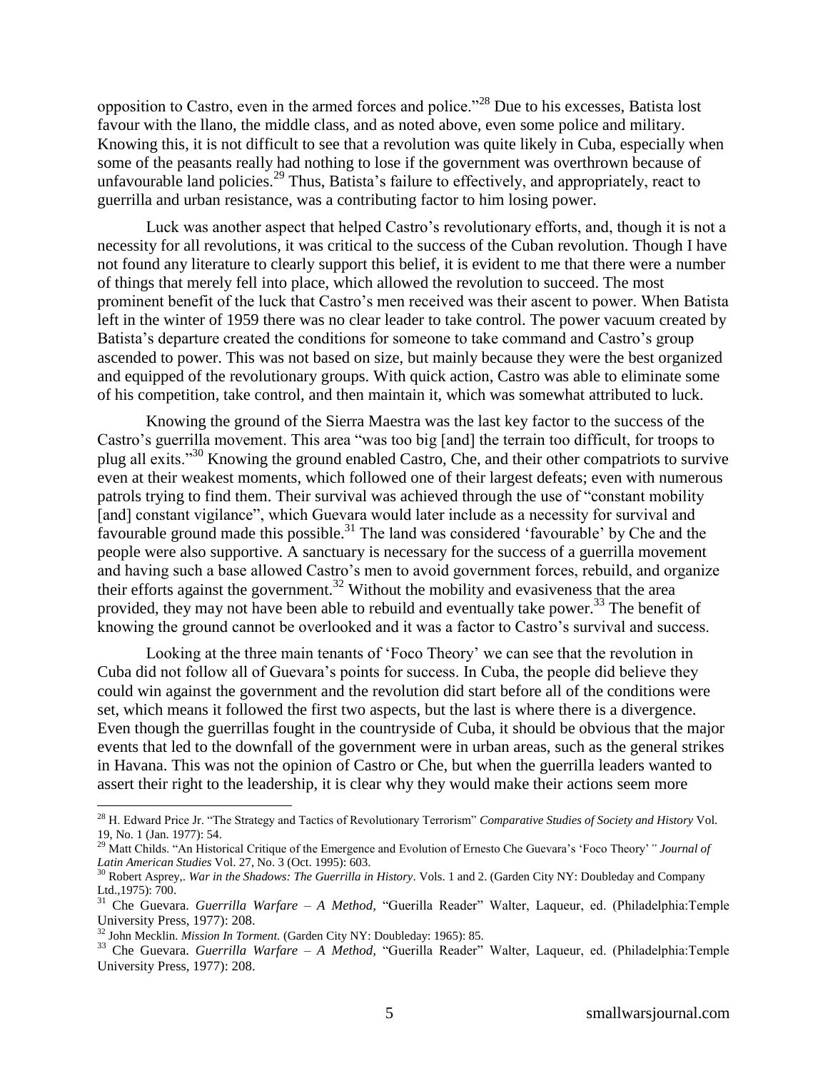opposition to Castro, even in the armed forces and police."[28] Due to his excesses, Batista lost favour with the llano, the middle class, and as noted above, even some police and military. Knowing this, it is not difficult to see that a revolution was quite likely in Cuba, especially when some of the peasants really had nothing to lose if the government was overthrown because of unfavourable land policies.[29] Thus, Batista's failure to effectively, and appropriately, react to guerrilla and urban resistance, was a contributing factor to him losing power.

Luck was another aspect that helped Castro's revolutionary efforts, and, though it is not a necessity for all revolutions, it was critical to the success of the Cuban revolution. Though I have not found any literature to clearly support this belief, it is evident to me that there were a number of things that merely fell into place, which allowed the revolution to succeed. The most prominent benefit of the luck that Castro's men received was their ascent to power. When Batista left in the winter of 1959 there was no clear leader to take control. The power vacuum created by Batista's departure created the conditions for someone to take command and Castro's group ascended to power. This was not based on size, but mainly because they were the best organized and equipped of the revolutionary groups. With quick action, Castro was able to eliminate some of his competition, take control, and then maintain it, which was somewhat attributed to luck.

Knowing the ground of the Sierra Maestra was the last key factor to the success of the Castro's guerrilla movement. This area "was too big [and] the terrain too difficult, for troops to plug all exits."[30] Knowing the ground enabled Castro, Che, and their other compatriots to survive even at their weakest moments, which followed one of their largest defeats; even with numerous patrols trying to find them. Their survival was achieved through the use of "constant mobility [and] constant vigilance", which Guevara would later include as a necessity for survival and favourable ground made this possible.[31] The land was considered 'favourable' by Che and the people were also supportive. A sanctuary is necessary for the success of a guerrilla movement and having such a base allowed Castro's men to avoid government forces, rebuild, and organize their efforts against the government.[32] Without the mobility and evasiveness that the area provided, they may not have been able to rebuild and eventually take power.[33] The benefit of knowing the ground cannot be overlooked and it was a factor to Castro's survival and success.

Looking at the three main tenants of 'Foco Theory' we can see that the revolution in Cuba did not follow all of Guevara's points for success. In Cuba, the people did believe they could win against the government and the revolution did start before all of the conditions were set, which means it followed the first two aspects, but the last is where there is a divergence. Even though the guerrillas fought in the countryside of Cuba, it should be obvious that the major events that led to the downfall of the government were in urban areas, such as the general strikes in Havana. This was not the opinion of Castro or Che, but when the guerrilla leaders wanted to assert their right to the leadership, it is clear why they would make their actions seem more

---

[28] H. Edward Price Jr. "The Strategy and Tactics of Revolutionary Terrorism" *Comparative Studies of Society and History* Vol. 19, No. 1 (Jan. 1977): 54.

[29] Matt Childs. "An Historical Critique of the Emergence and Evolution of Ernesto Che Guevara's 'Foco Theory'*" Journal of Latin American Studies* Vol. 27, No. 3 (Oct. 1995): 603.

[30] Robert Asprey,. *War in the Shadows: The Guerrilla in History*. Vols. 1 and 2. (Garden City NY: Doubleday and Company Ltd.,1975): 700.

[31] Che Guevara. *Guerrilla Warfare – A Method,* "Guerilla Reader" Walter, Laqueur, ed. (Philadelphia:Temple University Press, 1977): 208.

[32] John Mecklin. *Mission In Torment.* (Garden City NY: Doubleday: 1965): 85.

[33] Che Guevara. *Guerrilla Warfare – A Method,* "Guerilla Reader" Walter, Laqueur, ed. (Philadelphia:Temple University Press, 1977): 208.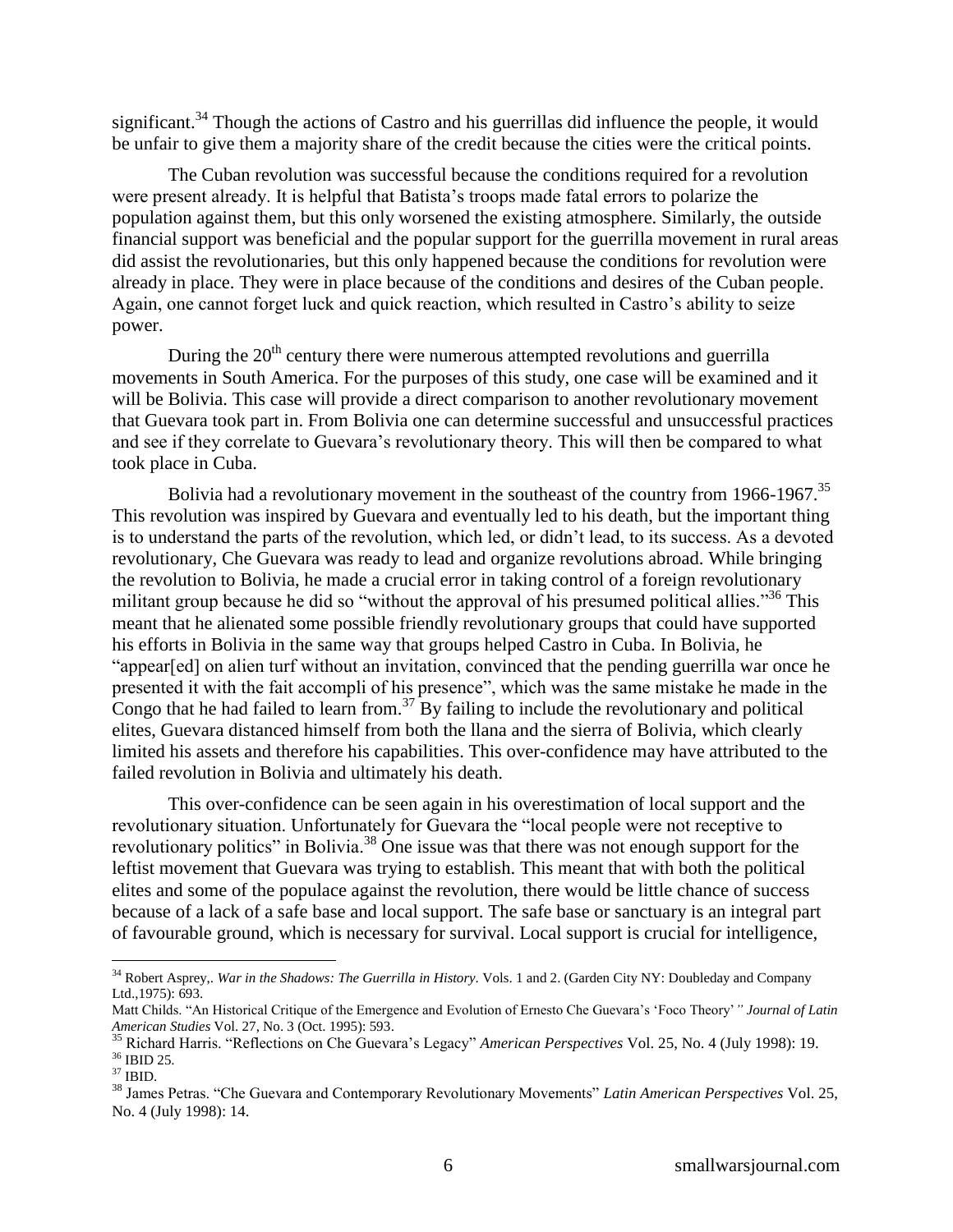significant.[34] Though the actions of Castro and his guerrillas did influence the people, it would be unfair to give them a majority share of the credit because the cities were the critical points.

The Cuban revolution was successful because the conditions required for a revolution were present already. It is helpful that Batista's troops made fatal errors to polarize the population against them, but this only worsened the existing atmosphere. Similarly, the outside financial support was beneficial and the popular support for the guerrilla movement in rural areas did assist the revolutionaries, but this only happened because the conditions for revolution were already in place. They were in place because of the conditions and desires of the Cuban people. Again, one cannot forget luck and quick reaction, which resulted in Castro's ability to seize power.

During the 20th century there were numerous attempted revolutions and guerrilla movements in South America. For the purposes of this study, one case will be examined and it will be Bolivia. This case will provide a direct comparison to another revolutionary movement that Guevara took part in. From Bolivia one can determine successful and unsuccessful practices and see if they correlate to Guevara's revolutionary theory. This will then be compared to what took place in Cuba.

Bolivia had a revolutionary movement in the southeast of the country from 1966-1967.[35] This revolution was inspired by Guevara and eventually led to his death, but the important thing is to understand the parts of the revolution, which led, or didn't lead, to its success. As a devoted revolutionary, Che Guevara was ready to lead and organize revolutions abroad. While bringing the revolution to Bolivia, he made a crucial error in taking control of a foreign revolutionary militant group because he did so "without the approval of his presumed political allies."[36] This meant that he alienated some possible friendly revolutionary groups that could have supported his efforts in Bolivia in the same way that groups helped Castro in Cuba. In Bolivia, he "appear[ed] on alien turf without an invitation, convinced that the pending guerrilla war once he presented it with the fait accompli of his presence", which was the same mistake he made in the Congo that he had failed to learn from.[37] By failing to include the revolutionary and political elites, Guevara distanced himself from both the llana and the sierra of Bolivia, which clearly limited his assets and therefore his capabilities. This over-confidence may have attributed to the failed revolution in Bolivia and ultimately his death.

This over-confidence can be seen again in his overestimation of local support and the revolutionary situation. Unfortunately for Guevara the "local people were not receptive to revolutionary politics" in Bolivia.[38] One issue was that there was not enough support for the leftist movement that Guevara was trying to establish. This meant that with both the political elites and some of the populace against the revolution, there would be little chance of success because of a lack of a safe base and local support. The safe base or sanctuary is an integral part of favourable ground, which is necessary for survival. Local support is crucial for intelligence,

---

[34] Robert Asprey,. *War in the Shadows: The Guerrilla in History*. Vols. 1 and 2. (Garden City NY: Doubleday and Company Ltd.,1975): 693.
Matt Childs. "An Historical Critique of the Emergence and Evolution of Ernesto Che Guevara's 'Foco Theory'" *Journal of Latin American Studies* Vol. 27, No. 3 (Oct. 1995): 593.

[35] Richard Harris. "Reflections on Che Guevara's Legacy" *American Perspectives* Vol. 25, No. 4 (July 1998): 19.

[36] IBID 25.

[37] IBID.

[38] James Petras. "Che Guevara and Contemporary Revolutionary Movements" *Latin American Perspectives* Vol. 25, No. 4 (July 1998): 14.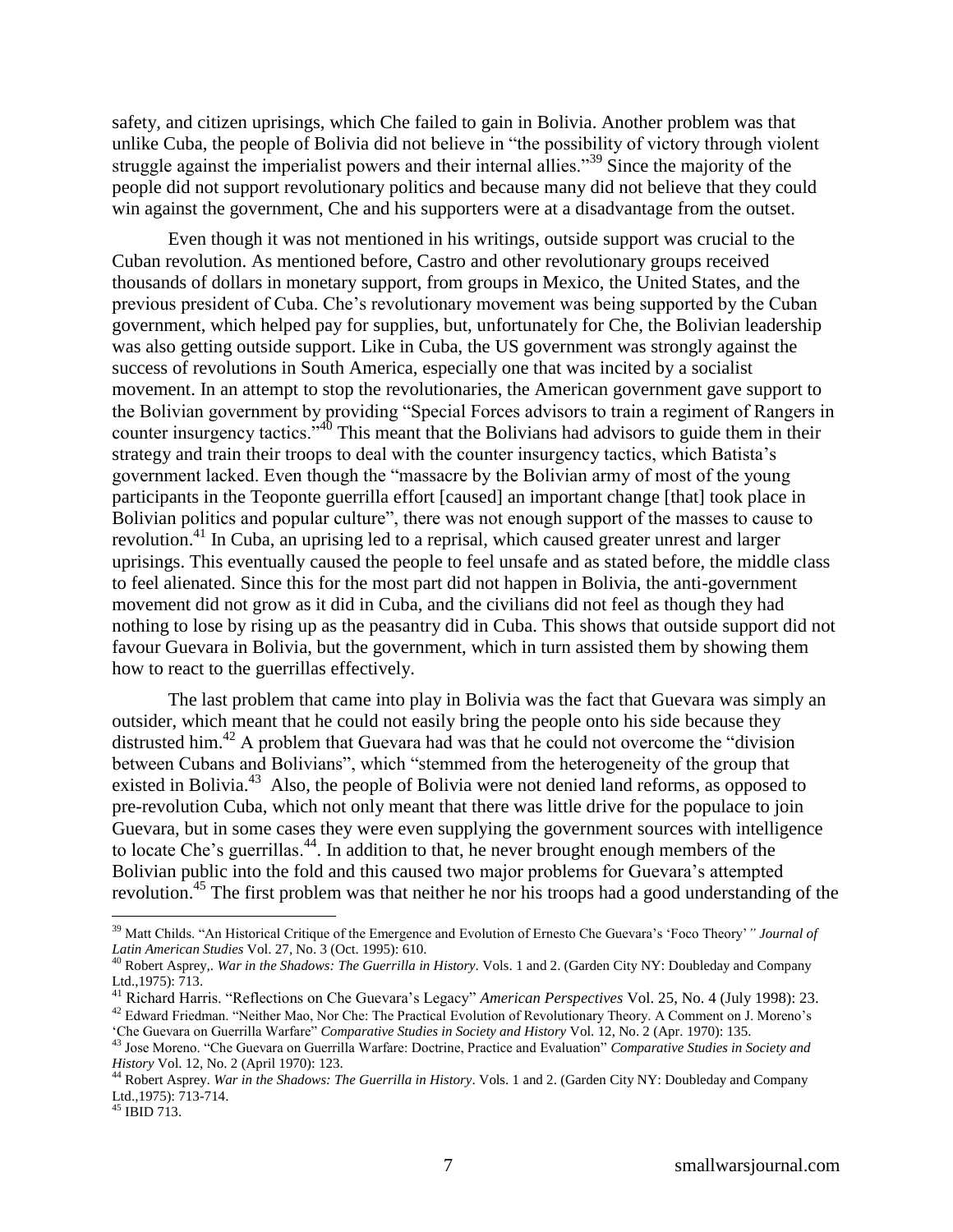safety, and citizen uprisings, which Che failed to gain in Bolivia. Another problem was that unlike Cuba, the people of Bolivia did not believe in "the possibility of victory through violent struggle against the imperialist powers and their internal allies."[39] Since the majority of the people did not support revolutionary politics and because many did not believe that they could win against the government, Che and his supporters were at a disadvantage from the outset.

Even though it was not mentioned in his writings, outside support was crucial to the Cuban revolution. As mentioned before, Castro and other revolutionary groups received thousands of dollars in monetary support, from groups in Mexico, the United States, and the previous president of Cuba. Che's revolutionary movement was being supported by the Cuban government, which helped pay for supplies, but, unfortunately for Che, the Bolivian leadership was also getting outside support. Like in Cuba, the US government was strongly against the success of revolutions in South America, especially one that was incited by a socialist movement. In an attempt to stop the revolutionaries, the American government gave support to the Bolivian government by providing "Special Forces advisors to train a regiment of Rangers in counter insurgency tactics."[40] This meant that the Bolivians had advisors to guide them in their strategy and train their troops to deal with the counter insurgency tactics, which Batista's government lacked. Even though the "massacre by the Bolivian army of most of the young participants in the Teoponte guerrilla effort [caused] an important change [that] took place in Bolivian politics and popular culture", there was not enough support of the masses to cause to revolution.[41] In Cuba, an uprising led to a reprisal, which caused greater unrest and larger uprisings. This eventually caused the people to feel unsafe and as stated before, the middle class to feel alienated. Since this for the most part did not happen in Bolivia, the anti-government movement did not grow as it did in Cuba, and the civilians did not feel as though they had nothing to lose by rising up as the peasantry did in Cuba. This shows that outside support did not favour Guevara in Bolivia, but the government, which in turn assisted them by showing them how to react to the guerrillas effectively.

The last problem that came into play in Bolivia was the fact that Guevara was simply an outsider, which meant that he could not easily bring the people onto his side because they distrusted him.[42] A problem that Guevara had was that he could not overcome the "division between Cubans and Bolivians", which "stemmed from the heterogeneity of the group that existed in Bolivia.[43] Also, the people of Bolivia were not denied land reforms, as opposed to pre-revolution Cuba, which not only meant that there was little drive for the populace to join Guevara, but in some cases they were even supplying the government sources with intelligence to locate Che's guerrillas.[44]. In addition to that, he never brought enough members of the Bolivian public into the fold and this caused two major problems for Guevara's attempted revolution.[45] The first problem was that neither he nor his troops had a good understanding of the

---

[39] Matt Childs. "An Historical Critique of the Emergence and Evolution of Ernesto Che Guevara's 'Foco Theory'*" Journal of Latin American Studies* Vol. 27, No. 3 (Oct. 1995): 610.

[40] Robert Asprey,. *War in the Shadows: The Guerrilla in History*. Vols. 1 and 2. (Garden City NY: Doubleday and Company Ltd.,1975): 713.

[41] Richard Harris. "Reflections on Che Guevara's Legacy" *American Perspectives* Vol. 25, No. 4 (July 1998): 23.

[42] Edward Friedman. "Neither Mao, Nor Che: The Practical Evolution of Revolutionary Theory. A Comment on J. Moreno's 'Che Guevara on Guerrilla Warfare" *Comparative Studies in Society and History* Vol. 12, No. 2 (Apr. 1970): 135.

[43] Jose Moreno. "Che Guevara on Guerrilla Warfare: Doctrine, Practice and Evaluation" *Comparative Studies in Society and History* Vol. 12, No. 2 (April 1970): 123.

[44] Robert Asprey. *War in the Shadows: The Guerrilla in History*. Vols. 1 and 2. (Garden City NY: Doubleday and Company Ltd.,1975): 713-714.

[45] IBID 713.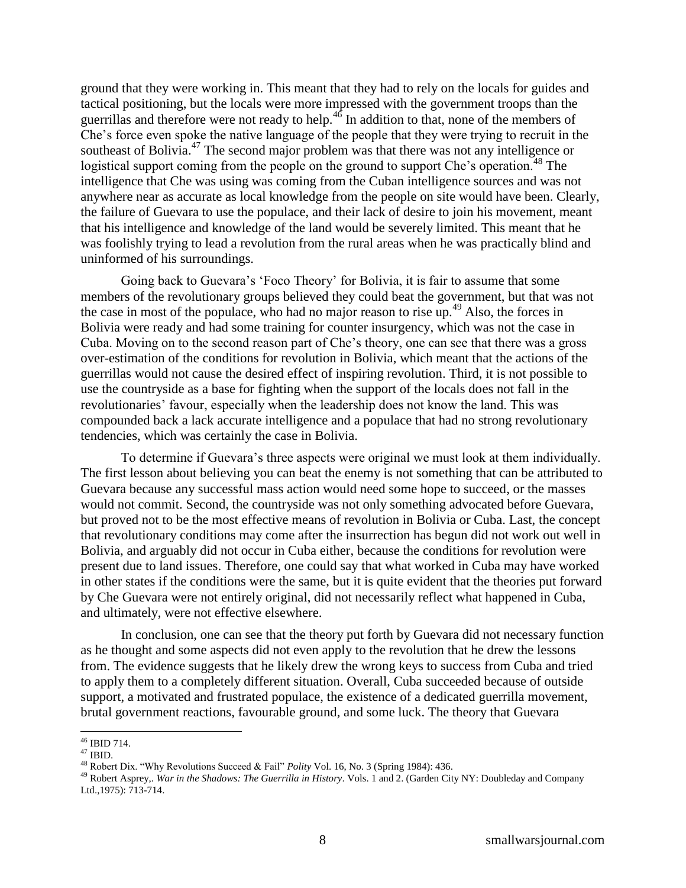ground that they were working in. This meant that they had to rely on the locals for guides and tactical positioning, but the locals were more impressed with the government troops than the guerrillas and therefore were not ready to help.[46] In addition to that, none of the members of Che's force even spoke the native language of the people that they were trying to recruit in the southeast of Bolivia.[47] The second major problem was that there was not any intelligence or logistical support coming from the people on the ground to support Che's operation.[48] The intelligence that Che was using was coming from the Cuban intelligence sources and was not anywhere near as accurate as local knowledge from the people on site would have been. Clearly, the failure of Guevara to use the populace, and their lack of desire to join his movement, meant that his intelligence and knowledge of the land would be severely limited. This meant that he was foolishly trying to lead a revolution from the rural areas when he was practically blind and uninformed of his surroundings.

Going back to Guevara's 'Foco Theory' for Bolivia, it is fair to assume that some members of the revolutionary groups believed they could beat the government, but that was not the case in most of the populace, who had no major reason to rise up.[49] Also, the forces in Bolivia were ready and had some training for counter insurgency, which was not the case in Cuba. Moving on to the second reason part of Che's theory, one can see that there was a gross over-estimation of the conditions for revolution in Bolivia, which meant that the actions of the guerrillas would not cause the desired effect of inspiring revolution. Third, it is not possible to use the countryside as a base for fighting when the support of the locals does not fall in the revolutionaries' favour, especially when the leadership does not know the land. This was compounded back a lack accurate intelligence and a populace that had no strong revolutionary tendencies, which was certainly the case in Bolivia.

To determine if Guevara's three aspects were original we must look at them individually. The first lesson about believing you can beat the enemy is not something that can be attributed to Guevara because any successful mass action would need some hope to succeed, or the masses would not commit. Second, the countryside was not only something advocated before Guevara, but proved not to be the most effective means of revolution in Bolivia or Cuba. Last, the concept that revolutionary conditions may come after the insurrection has begun did not work out well in Bolivia, and arguably did not occur in Cuba either, because the conditions for revolution were present due to land issues. Therefore, one could say that what worked in Cuba may have worked in other states if the conditions were the same, but it is quite evident that the theories put forward by Che Guevara were not entirely original, did not necessarily reflect what happened in Cuba, and ultimately, were not effective elsewhere.

In conclusion, one can see that the theory put forth by Guevara did not necessary function as he thought and some aspects did not even apply to the revolution that he drew the lessons from. The evidence suggests that he likely drew the wrong keys to success from Cuba and tried to apply them to a completely different situation. Overall, Cuba succeeded because of outside support, a motivated and frustrated populace, the existence of a dedicated guerrilla movement, brutal government reactions, favourable ground, and some luck. The theory that Guevara

---

[46] IBID 714.

[47] IBID.

[48] Robert Dix. "Why Revolutions Succeed & Fail" *Polity* Vol. 16, No. 3 (Spring 1984): 436.

[49] Robert Asprey,. *War in the Shadows: The Guerrilla in History*. Vols. 1 and 2. (Garden City NY: Doubleday and Company Ltd.,1975): 713-714.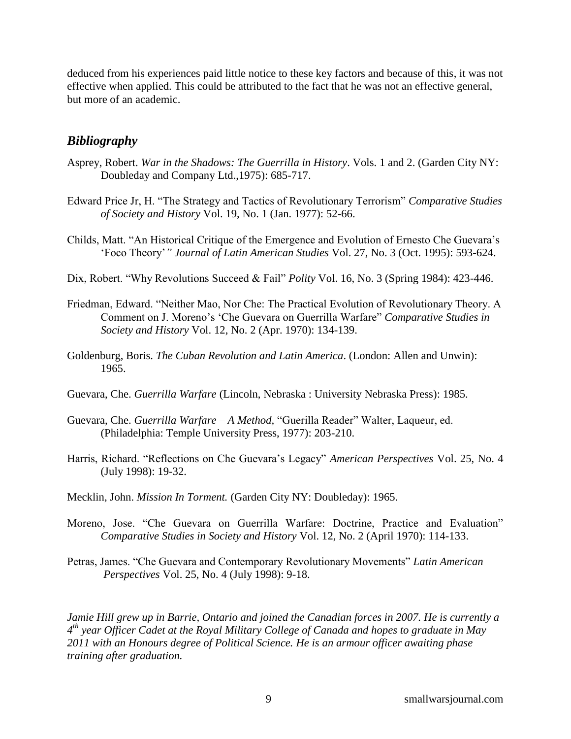deduced from his experiences paid little notice to these key factors and because of this, it was not effective when applied. This could be attributed to the fact that he was not an effective general, but more of an academic.

## *Bibliography*

Asprey, Robert. *War in the Shadows: The Guerrilla in History*. Vols. 1 and 2. (Garden City NY: Doubleday and Company Ltd.,1975): 685-717.

Edward Price Jr, H. "The Strategy and Tactics of Revolutionary Terrorism" *Comparative Studies of Society and History* Vol. 19, No. 1 (Jan. 1977): 52-66.

Childs, Matt. "An Historical Critique of the Emergence and Evolution of Ernesto Che Guevara's 'Foco Theory'*" Journal of Latin American Studies* Vol. 27, No. 3 (Oct. 1995): 593-624.

Dix, Robert. "Why Revolutions Succeed & Fail" *Polity* Vol. 16, No. 3 (Spring 1984): 423-446.

Friedman, Edward. "Neither Mao, Nor Che: The Practical Evolution of Revolutionary Theory. A Comment on J. Moreno's 'Che Guevara on Guerrilla Warfare" *Comparative Studies in Society and History* Vol. 12, No. 2 (Apr. 1970): 134-139.

Goldenburg, Boris. *The Cuban Revolution and Latin America*. (London: Allen and Unwin): 1965.

Guevara, Che. *Guerrilla Warfare* (Lincoln, Nebraska : University Nebraska Press): 1985.

Guevara, Che. *Guerrilla Warfare – A Method,* "Guerilla Reader" Walter, Laqueur, ed. (Philadelphia: Temple University Press, 1977): 203-210.

Harris, Richard. "Reflections on Che Guevara's Legacy" *American Perspectives* Vol. 25, No. 4 (July 1998): 19-32.

Mecklin, John. *Mission In Torment.* (Garden City NY: Doubleday): 1965.

Moreno, Jose. "Che Guevara on Guerrilla Warfare: Doctrine, Practice and Evaluation" *Comparative Studies in Society and History* Vol. 12, No. 2 (April 1970): 114-133.

Petras, James. "Che Guevara and Contemporary Revolutionary Movements" *Latin American Perspectives* Vol. 25, No. 4 (July 1998): 9-18.

*Jamie Hill grew up in Barrie, Ontario and joined the Canadian forces in 2007. He is currently a 4th year Officer Cadet at the Royal Military College of Canada and hopes to graduate in May 2011 with an Honours degree of Political Science. He is an armour officer awaiting phase training after graduation.*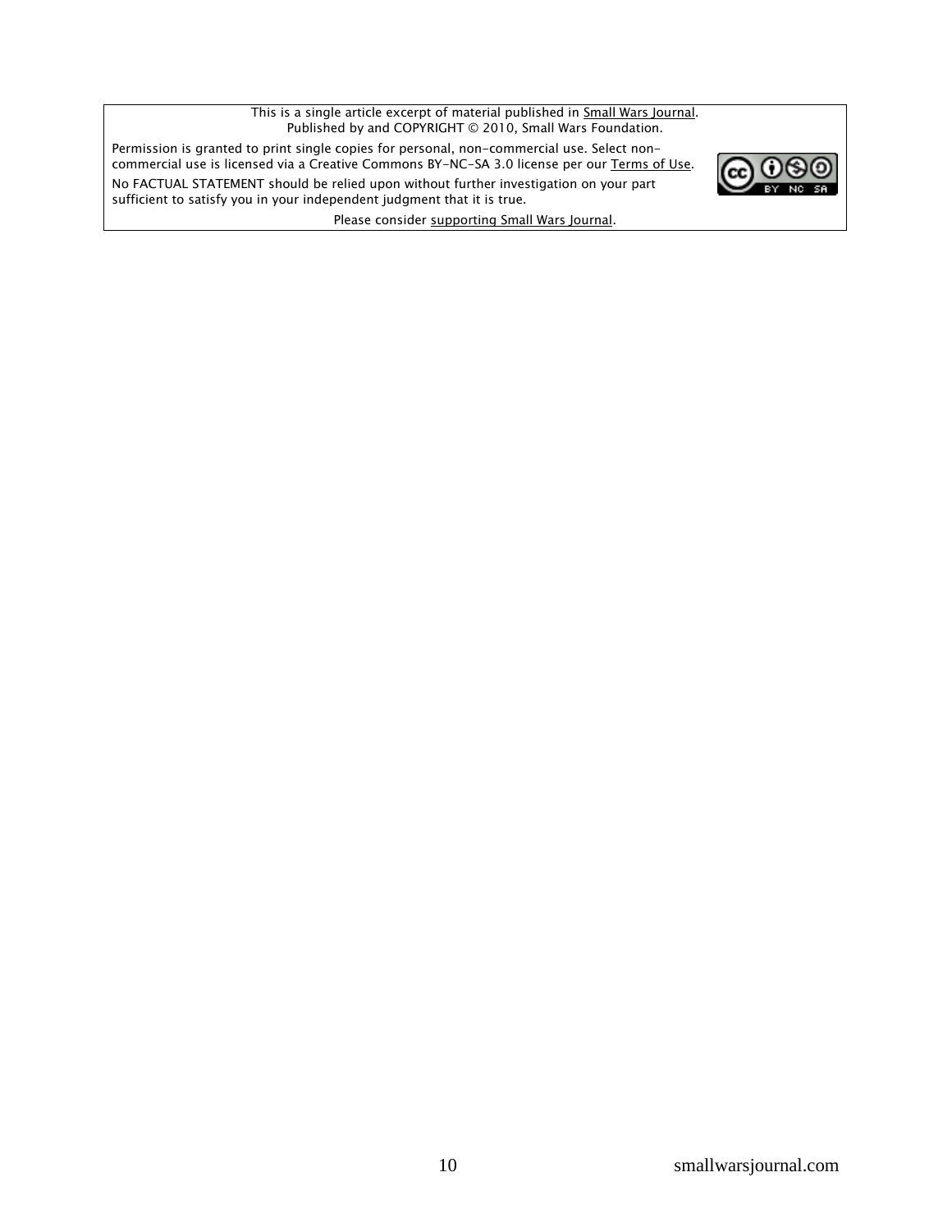This is a single article excerpt of material published in Small Wars Journal.
Published by and COPYRIGHT © 2010, Small Wars Foundation.

Permission is granted to print single copies for personal, non-commercial use. Select non-commercial use is licensed via a Creative Commons BY-NC-SA 3.0 license per our Terms of Use.

No FACTUAL STATEMENT should be relied upon without further investigation on your part sufficient to satisfy you in your independent judgment that it is true.

Please consider supporting Small Wars Journal.